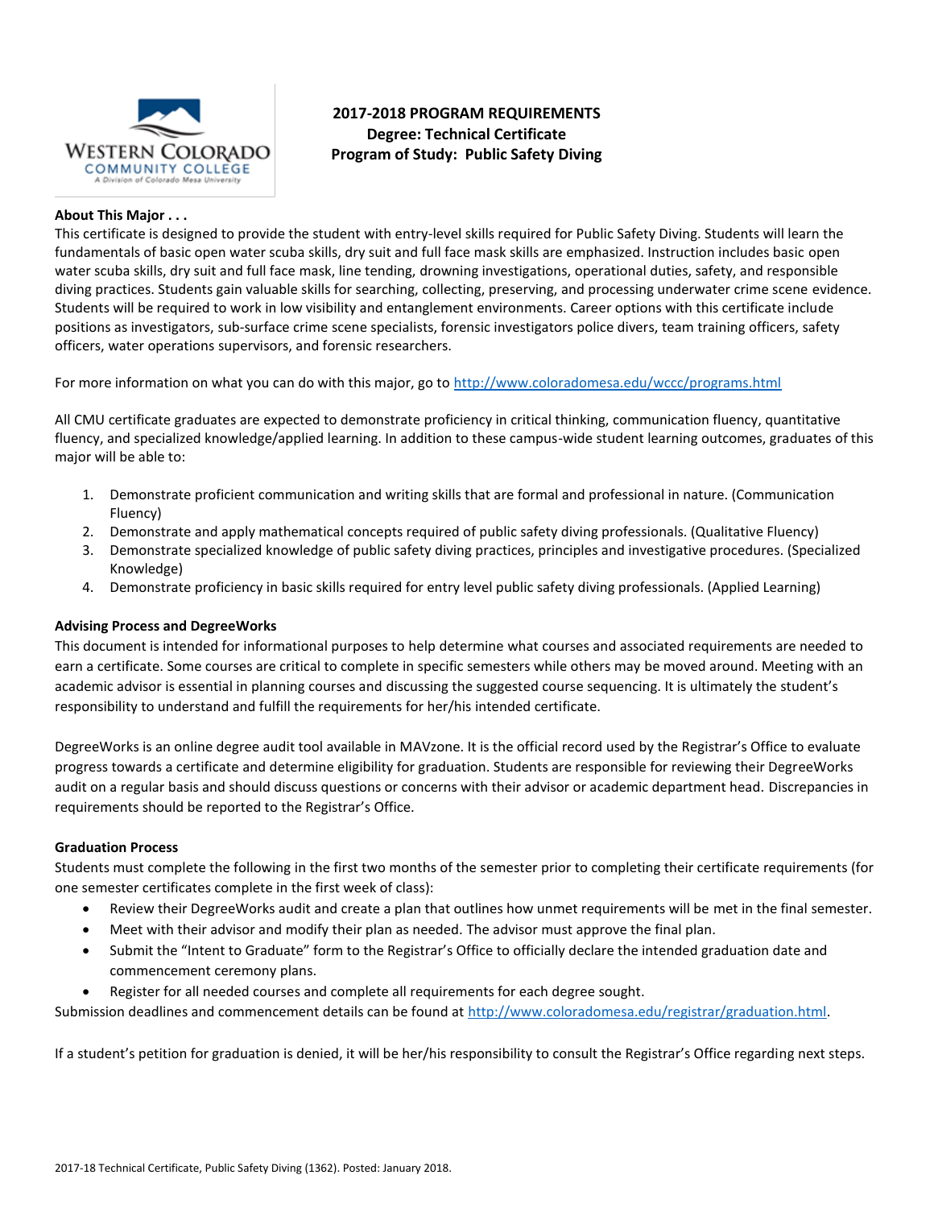# 2017-2018 PROGRAM REQUIREMENTS
## Degree: Technical Certificate
## Program of Study: Public Safety Diving

**About This Major . . .**

This certificate is designed to provide the student with entry-level skills required for Public Safety Diving. Students will learn the fundamentals of basic open water scuba skills, dry suit and full face mask skills are emphasized. Instruction includes basic open water scuba skills, dry suit and full face mask, line tending, drowning investigations, operational duties, safety, and responsible diving practices. Students gain valuable skills for searching, collecting, preserving, and processing underwater crime scene evidence. Students will be required to work in low visibility and entanglement environments. Career options with this certificate include positions as investigators, sub-surface crime scene specialists, forensic investigators police divers, team training officers, safety officers, water operations supervisors, and forensic researchers.

For more information on what you can do with this major, go to http://www.coloradomesa.edu/wccc/programs.html

All CMU certificate graduates are expected to demonstrate proficiency in critical thinking, communication fluency, quantitative fluency, and specialized knowledge/applied learning. In addition to these campus-wide student learning outcomes, graduates of this major will be able to:

1. Demonstrate proficient communication and writing skills that are formal and professional in nature. (Communication Fluency)
2. Demonstrate and apply mathematical concepts required of public safety diving professionals. (Qualitative Fluency)
3. Demonstrate specialized knowledge of public safety diving practices, principles and investigative procedures. (Specialized Knowledge)
4. Demonstrate proficiency in basic skills required for entry level public safety diving professionals. (Applied Learning)

**Advising Process and DegreeWorks**

This document is intended for informational purposes to help determine what courses and associated requirements are needed to earn a certificate. Some courses are critical to complete in specific semesters while others may be moved around. Meeting with an academic advisor is essential in planning courses and discussing the suggested course sequencing. It is ultimately the student's responsibility to understand and fulfill the requirements for her/his intended certificate.

DegreeWorks is an online degree audit tool available in MAVzone. It is the official record used by the Registrar's Office to evaluate progress towards a certificate and determine eligibility for graduation. Students are responsible for reviewing their DegreeWorks audit on a regular basis and should discuss questions or concerns with their advisor or academic department head. Discrepancies in requirements should be reported to the Registrar's Office.

**Graduation Process**

Students must complete the following in the first two months of the semester prior to completing their certificate requirements (for one semester certificates complete in the first week of class):

- Review their DegreeWorks audit and create a plan that outlines how unmet requirements will be met in the final semester.
- Meet with their advisor and modify their plan as needed. The advisor must approve the final plan.
- Submit the "Intent to Graduate" form to the Registrar's Office to officially declare the intended graduation date and commencement ceremony plans.
- Register for all needed courses and complete all requirements for each degree sought.

Submission deadlines and commencement details can be found at http://www.coloradomesa.edu/registrar/graduation.html.

If a student's petition for graduation is denied, it will be her/his responsibility to consult the Registrar's Office regarding next steps.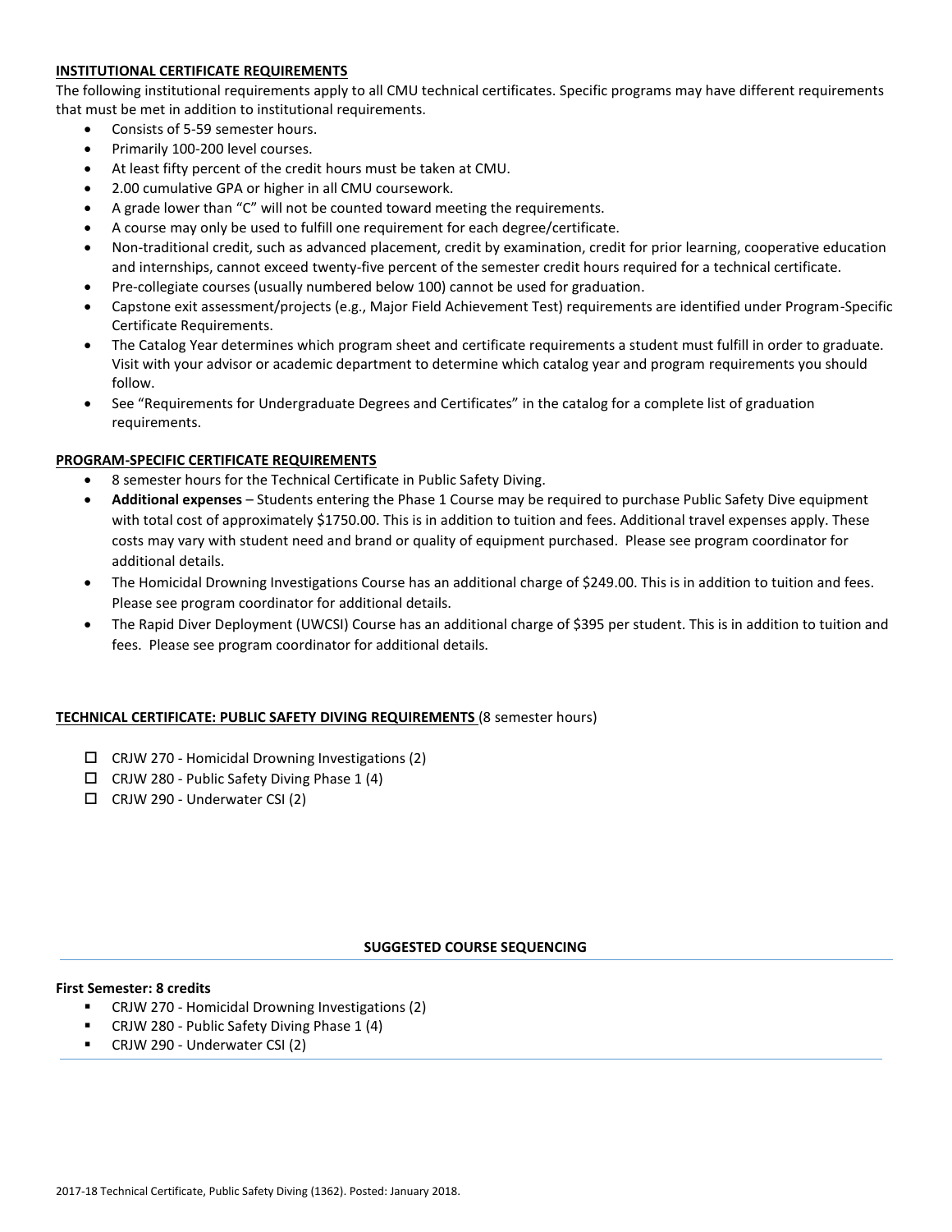## INSTITUTIONAL CERTIFICATE REQUIREMENTS

The following institutional requirements apply to all CMU technical certificates. Specific programs may have different requirements that must be met in addition to institutional requirements.

- Consists of 5-59 semester hours.
- Primarily 100-200 level courses.
- At least fifty percent of the credit hours must be taken at CMU.
- 2.00 cumulative GPA or higher in all CMU coursework.
- A grade lower than "C" will not be counted toward meeting the requirements.
- A course may only be used to fulfill one requirement for each degree/certificate.
- Non-traditional credit, such as advanced placement, credit by examination, credit for prior learning, cooperative education and internships, cannot exceed twenty-five percent of the semester credit hours required for a technical certificate.
- Pre-collegiate courses (usually numbered below 100) cannot be used for graduation.
- Capstone exit assessment/projects (e.g., Major Field Achievement Test) requirements are identified under Program-Specific Certificate Requirements.
- The Catalog Year determines which program sheet and certificate requirements a student must fulfill in order to graduate. Visit with your advisor or academic department to determine which catalog year and program requirements you should follow.
- See "Requirements for Undergraduate Degrees and Certificates" in the catalog for a complete list of graduation requirements.

## PROGRAM-SPECIFIC CERTIFICATE REQUIREMENTS

- 8 semester hours for the Technical Certificate in Public Safety Diving.
- **Additional expenses** – Students entering the Phase 1 Course may be required to purchase Public Safety Dive equipment with total cost of approximately $1750.00. This is in addition to tuition and fees. Additional travel expenses apply. These costs may vary with student need and brand or quality of equipment purchased. Please see program coordinator for additional details.
- The Homicidal Drowning Investigations Course has an additional charge of $249.00. This is in addition to tuition and fees. Please see program coordinator for additional details.
- The Rapid Diver Deployment (UWCSI) Course has an additional charge of $395 per student. This is in addition to tuition and fees. Please see program coordinator for additional details.

## TECHNICAL CERTIFICATE: PUBLIC SAFETY DIVING REQUIREMENTS (8 semester hours)

- ☐ CRJW 270 - Homicidal Drowning Investigations (2)
- ☐ CRJW 280 - Public Safety Diving Phase 1 (4)
- ☐ CRJW 290 - Underwater CSI (2)

## SUGGESTED COURSE SEQUENCING

**First Semester: 8 credits**

- CRJW 270 - Homicidal Drowning Investigations (2)
- CRJW 280 - Public Safety Diving Phase 1 (4)
- CRJW 290 - Underwater CSI (2)